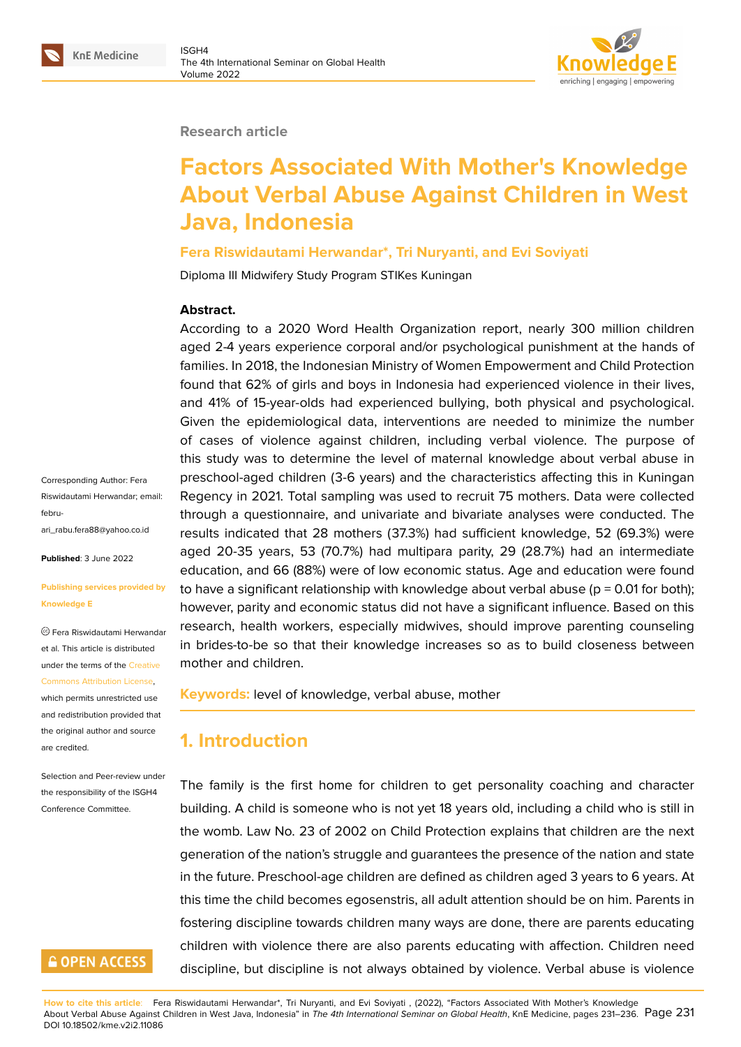Research article

# Factors Associated With Mother's Knowledge About Verbal Abuse Against Children in West Java, Indonesia

**Fera Riswidautami Herwandar*, Tri Nuryanti, and Evi Soviyati**

Diploma III Midwifery Study Program STIKes Kuningan

**Abstract.**

According to a 2020 Word Health Organization report, nearly 300 million children aged 2-4 years experience corporal and/or psychological punishment at the hands of families. In 2018, the Indonesian Ministry of Women Empowerment and Child Protection found that 62% of girls and boys in Indonesia had experienced violence in their lives, and 41% of 15-year-olds had experienced bullying, both physical and psychological. Given the epidemiological data, interventions are needed to minimize the number of cases of violence against children, including verbal violence. The purpose of this study was to determine the level of maternal knowledge about verbal abuse in preschool-aged children (3-6 years) and the characteristics affecting this in Kuningan Regency in 2021. Total sampling was used to recruit 75 mothers. Data were collected through a questionnaire, and univariate and bivariate analyses were conducted. The results indicated that 28 mothers (37.3%) had sufficient knowledge, 52 (69.3%) were aged 20-35 years, 53 (70.7%) had multipara parity, 29 (28.7%) had an intermediate education, and 66 (88%) were of low economic status. Age and education were found to have a significant relationship with knowledge about verbal abuse (p = 0.01 for both); however, parity and economic status did not have a significant influence. Based on this research, health workers, especially midwives, should improve parenting counseling in brides-to-be so that their knowledge increases so as to build closeness between mother and children.

**Keywords:** level of knowledge, verbal abuse, mother

Corresponding Author: Fera Riswidautami Herwandar; email: febru-ari_rabu.fera88@yahoo.co.id

**Published**: 3 June 2022

**Publishing services provided by Knowledge E**

© Fera Riswidautami Herwandar et al. This article is distributed under the terms of the Creative Commons Attribution License, which permits unrestricted use and redistribution provided that the original author and source are credited.

Selection and Peer-review under the responsibility of the ISGH4 Conference Committee.

## 1. Introduction

The family is the first home for children to get personality coaching and character building. A child is someone who is not yet 18 years old, including a child who is still in the womb. Law No. 23 of 2002 on Child Protection explains that children are the next generation of the nation's struggle and guarantees the presence of the nation and state in the future. Preschool-age children are defined as children aged 3 years to 6 years. At this time the child becomes egosenstris, all adult attention should be on him. Parents in fostering discipline towards children many ways are done, there are parents educating children with violence there are also parents educating with affection. Children need discipline, but discipline is not always obtained by violence. Verbal abuse is violence

How to cite this article: Fera Riswidautami Herwandar*, Tri Nuryanti, and Evi Soviyati , (2022), "Factors Associated With Mother's Knowledge About Verbal Abuse Against Children in West Java, Indonesia" in *The 4th International Seminar on Global Health*, KnE Medicine, pages 231–236. DOI 10.18502/kme.v2i2.11086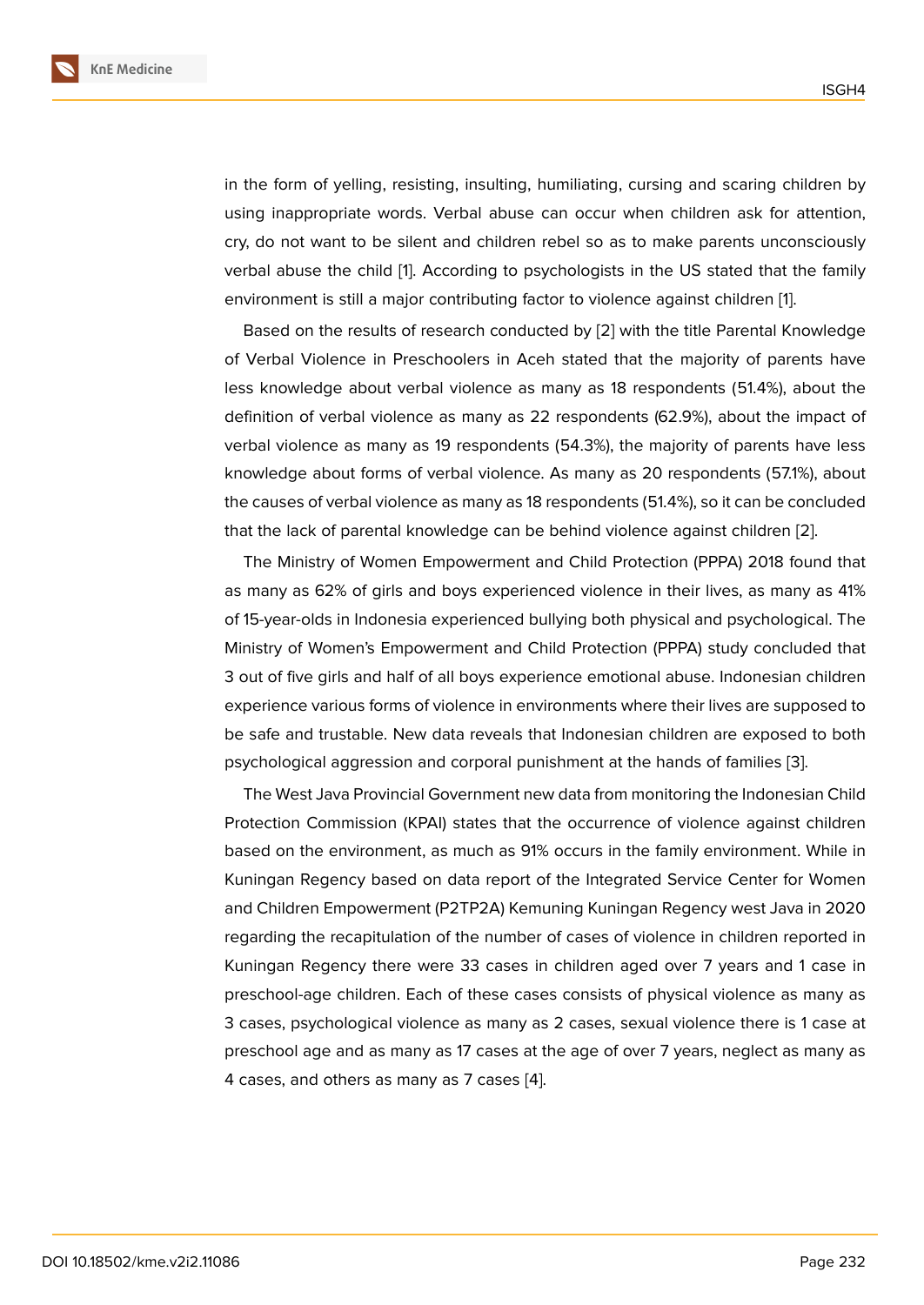in the form of yelling, resisting, insulting, humiliating, cursing and scaring children by using inappropriate words. Verbal abuse can occur when children ask for attention, cry, do not want to be silent and children rebel so as to make parents unconsciously verbal abuse the child [1]. According to psychologists in the US stated that the family environment is still a major contributing factor to violence against children [1].

Based on the results of research conducted by [2] with the title Parental Knowledge of Verbal Violence in Preschoolers in Aceh stated that the majority of parents have less knowledge about verbal violence as many as 18 respondents (51.4%), about the definition of verbal violence as many as 22 respondents (62.9%), about the impact of verbal violence as many as 19 respondents (54.3%), the majority of parents have less knowledge about forms of verbal violence. As many as 20 respondents (57.1%), about the causes of verbal violence as many as 18 respondents (51.4%), so it can be concluded that the lack of parental knowledge can be behind violence against children [2].

The Ministry of Women Empowerment and Child Protection (PPPA) 2018 found that as many as 62% of girls and boys experienced violence in their lives, as many as 41% of 15-year-olds in Indonesia experienced bullying both physical and psychological. The Ministry of Women's Empowerment and Child Protection (PPPA) study concluded that 3 out of five girls and half of all boys experience emotional abuse. Indonesian children experience various forms of violence in environments where their lives are supposed to be safe and trustable. New data reveals that Indonesian children are exposed to both psychological aggression and corporal punishment at the hands of families [3].

The West Java Provincial Government new data from monitoring the Indonesian Child Protection Commission (KPAI) states that the occurrence of violence against children based on the environment, as much as 91% occurs in the family environment. While in Kuningan Regency based on data report of the Integrated Service Center for Women and Children Empowerment (P2TP2A) Kemuning Kuningan Regency west Java in 2020 regarding the recapitulation of the number of cases of violence in children reported in Kuningan Regency there were 33 cases in children aged over 7 years and 1 case in preschool-age children. Each of these cases consists of physical violence as many as 3 cases, psychological violence as many as 2 cases, sexual violence there is 1 case at preschool age and as many as 17 cases at the age of over 7 years, neglect as many as 4 cases, and others as many as 7 cases [4].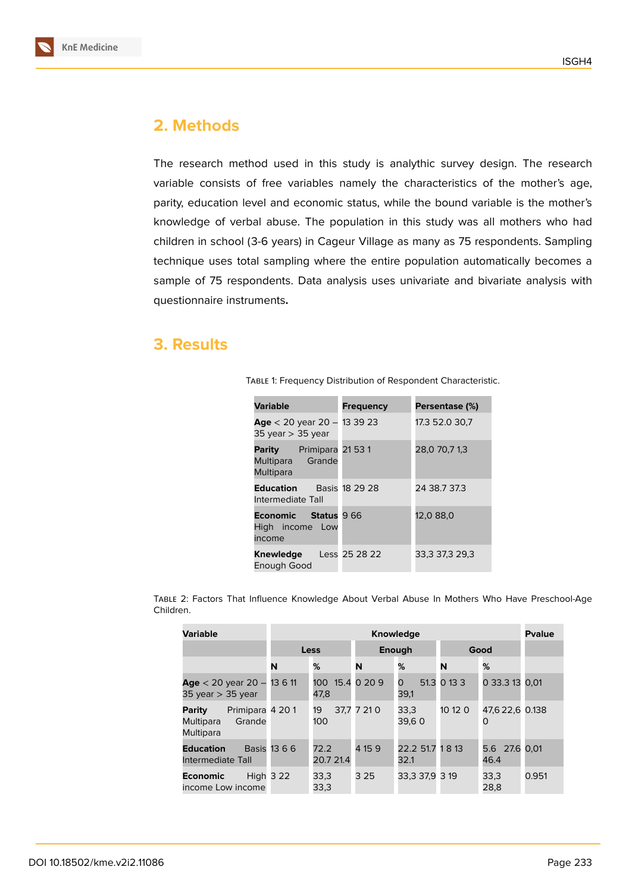## 2. Methods

The research method used in this study is analythic survey design. The research variable consists of free variables namely the characteristics of the mother's age, parity, education level and economic status, while the bound variable is the mother's knowledge of verbal abuse. The population in this study was all mothers who had children in school (3-6 years) in Cageur Village as many as 75 respondents. Sampling technique uses total sampling where the entire population automatically becomes a sample of 75 respondents. Data analysis uses univariate and bivariate analysis with questionnaire instruments**.**

## 3. Results

Table 1: Frequency Distribution of Respondent Characteristic.

| Variable | Frequency | Persentase (%) |
|---|---|---|
| **Age** < 20 year 20 – 35 year > 35 year | 13 39 23 | 17.3 52.0 30,7 |
| **Parity** Primipara Multipara Grande Multipara | 21 53 1 | 28,0 70,7 1,3 |
| **Education** Basis Intermediate Tall | 18 29 28 | 24 38.7 37.3 |
| **Economic Status** High income Low income | 9 66 | 12,0 88,0 |
| **Knewledge** Less Enough Good | 25 28 22 | 33,3 37,3 29,3 |

Table 2: Factors That Influence Knowledge About Verbal Abuse In Mothers Who Have Preschool-Age Children.

| Variable | Knowledge | | | | | | Pvalue |
|---|---|---|---|---|---|---|---|
| | Less | | Enough | | Good | | |
| | N | % | N | % | N | % | |
| **Age** < 20 year 20 – 35 year > 35 year | 13 6 11 | 100 15.4 47,8 | 0 20 9 | 0 51.3 39,1 | 0 13 3 | 0 33.3 13 | 0,01 |
| **Parity** Primipara Multipara Grande Multipara | 4 20 1 | 19 37,7 100 | 7 21 0 | 33,3 39,6 0 | 10 12 0 | 47,6 22,6 0 | 0.138 |
| **Education** Basis Intermediate Tall | 13 6 6 | 72.2 20.7 21.4 | 4 15 9 | 22.2 51.7 32.1 | 1 8 13 | 5.6 27.6 46.4 | 0,01 |
| **Economic** High income Low income | 3 22 | 33,3 33,3 | 3 25 | 33,3 37,9 | 3 19 | 33,3 28,8 | 0.951 |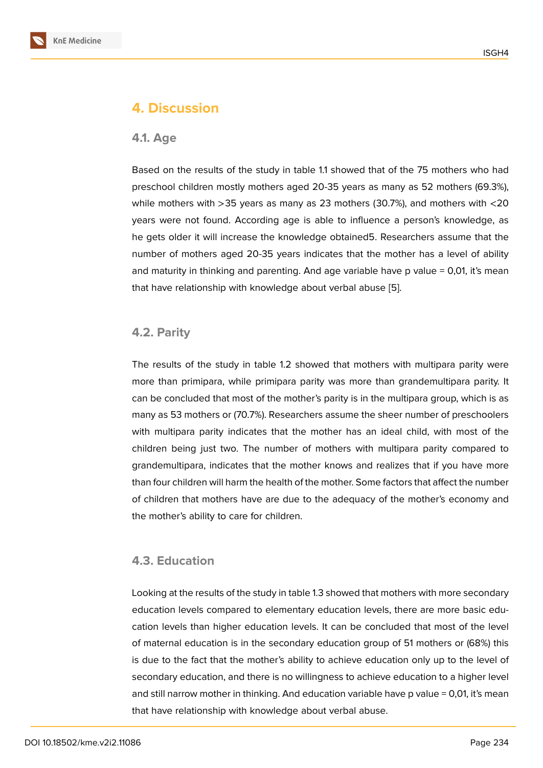# 4. Discussion

## 4.1. Age

Based on the results of the study in table 1.1 showed that of the 75 mothers who had preschool children mostly mothers aged 20-35 years as many as 52 mothers (69.3%), while mothers with >35 years as many as 23 mothers (30.7%), and mothers with <20 years were not found. According age is able to influence a person's knowledge, as he gets older it will increase the knowledge obtained5. Researchers assume that the number of mothers aged 20-35 years indicates that the mother has a level of ability and maturity in thinking and parenting. And age variable have p value = 0,01, it's mean that have relationship with knowledge about verbal abuse [5].

## 4.2. Parity

The results of the study in table 1.2 showed that mothers with multipara parity were more than primipara, while primipara parity was more than grandemultipara parity. It can be concluded that most of the mother's parity is in the multipara group, which is as many as 53 mothers or (70.7%). Researchers assume the sheer number of preschoolers with multipara parity indicates that the mother has an ideal child, with most of the children being just two. The number of mothers with multipara parity compared to grandemultipara, indicates that the mother knows and realizes that if you have more than four children will harm the health of the mother. Some factors that affect the number of children that mothers have are due to the adequacy of the mother's economy and the mother's ability to care for children.

## 4.3. Education

Looking at the results of the study in table 1.3 showed that mothers with more secondary education levels compared to elementary education levels, there are more basic education levels than higher education levels. It can be concluded that most of the level of maternal education is in the secondary education group of 51 mothers or (68%) this is due to the fact that the mother's ability to achieve education only up to the level of secondary education, and there is no willingness to achieve education to a higher level and still narrow mother in thinking. And education variable have p value = 0,01, it's mean that have relationship with knowledge about verbal abuse.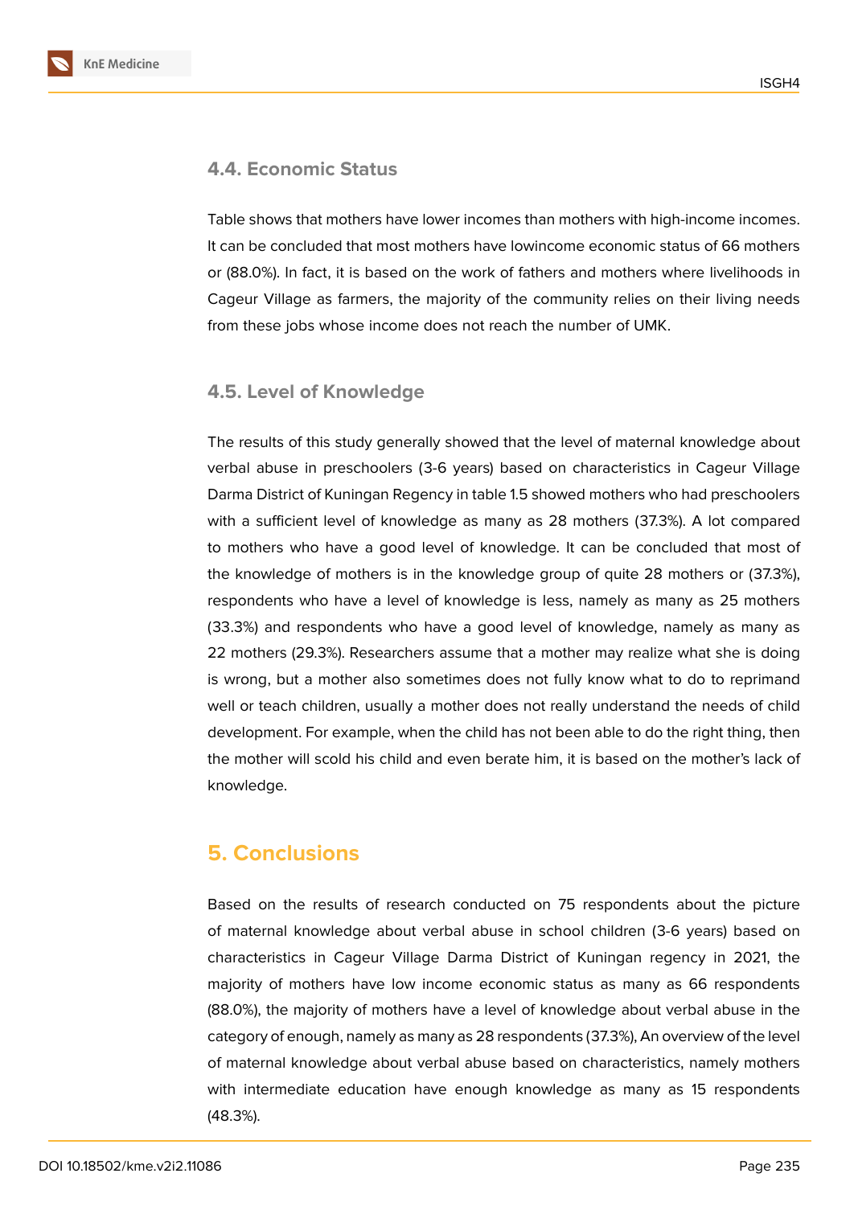### 4.4. Economic Status

Table shows that mothers have lower incomes than mothers with high-income incomes. It can be concluded that most mothers have lowincome economic status of 66 mothers or (88.0%). In fact, it is based on the work of fathers and mothers where livelihoods in Cageur Village as farmers, the majority of the community relies on their living needs from these jobs whose income does not reach the number of UMK.

### 4.5. Level of Knowledge

The results of this study generally showed that the level of maternal knowledge about verbal abuse in preschoolers (3-6 years) based on characteristics in Cageur Village Darma District of Kuningan Regency in table 1.5 showed mothers who had preschoolers with a sufficient level of knowledge as many as 28 mothers (37.3%). A lot compared to mothers who have a good level of knowledge. It can be concluded that most of the knowledge of mothers is in the knowledge group of quite 28 mothers or (37.3%), respondents who have a level of knowledge is less, namely as many as 25 mothers (33.3%) and respondents who have a good level of knowledge, namely as many as 22 mothers (29.3%). Researchers assume that a mother may realize what she is doing is wrong, but a mother also sometimes does not fully know what to do to reprimand well or teach children, usually a mother does not really understand the needs of child development. For example, when the child has not been able to do the right thing, then the mother will scold his child and even berate him, it is based on the mother's lack of knowledge.

## 5. Conclusions

Based on the results of research conducted on 75 respondents about the picture of maternal knowledge about verbal abuse in school children (3-6 years) based on characteristics in Cageur Village Darma District of Kuningan regency in 2021, the majority of mothers have low income economic status as many as 66 respondents (88.0%), the majority of mothers have a level of knowledge about verbal abuse in the category of enough, namely as many as 28 respondents (37.3%), An overview of the level of maternal knowledge about verbal abuse based on characteristics, namely mothers with intermediate education have enough knowledge as many as 15 respondents (48.3%).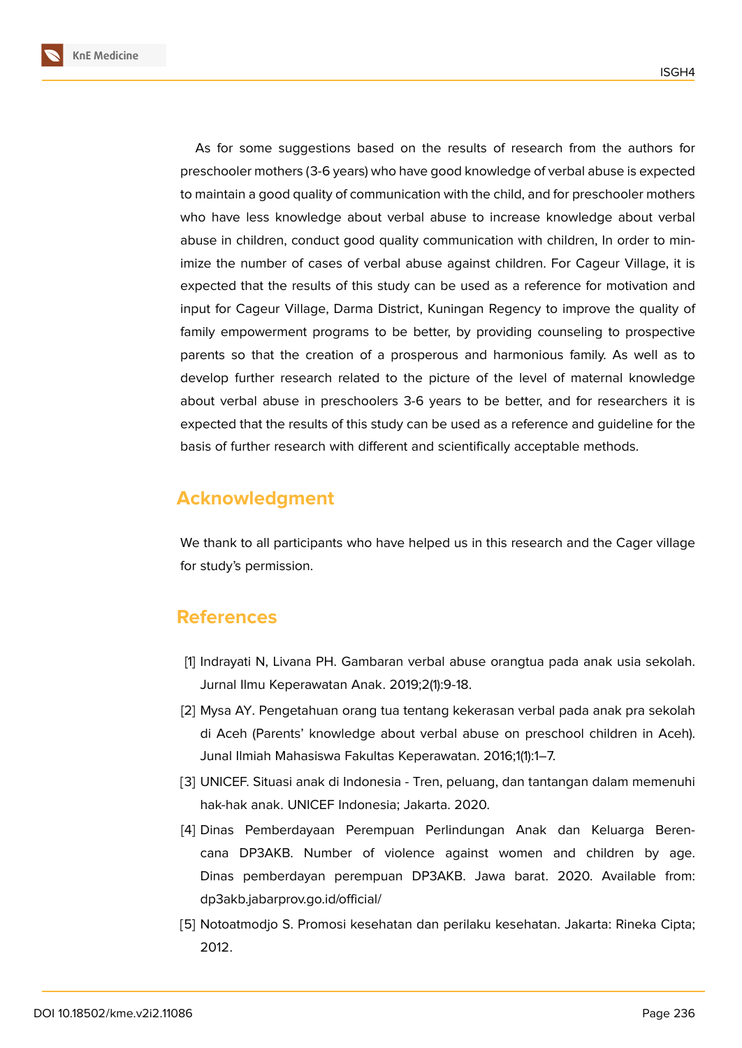As for some suggestions based on the results of research from the authors for preschooler mothers (3-6 years) who have good knowledge of verbal abuse is expected to maintain a good quality of communication with the child, and for preschooler mothers who have less knowledge about verbal abuse to increase knowledge about verbal abuse in children, conduct good quality communication with children, In order to minimize the number of cases of verbal abuse against children. For Cageur Village, it is expected that the results of this study can be used as a reference for motivation and input for Cageur Village, Darma District, Kuningan Regency to improve the quality of family empowerment programs to be better, by providing counseling to prospective parents so that the creation of a prosperous and harmonious family. As well as to develop further research related to the picture of the level of maternal knowledge about verbal abuse in preschoolers 3-6 years to be better, and for researchers it is expected that the results of this study can be used as a reference and guideline for the basis of further research with different and scientifically acceptable methods.

## Acknowledgment

We thank to all participants who have helped us in this research and the Cager village for study's permission.

## References

[1] Indrayati N, Livana PH. Gambaran verbal abuse orangtua pada anak usia sekolah. Jurnal Ilmu Keperawatan Anak. 2019;2(1):9-18.

[2] Mysa AY. Pengetahuan orang tua tentang kekerasan verbal pada anak pra sekolah di Aceh (Parents' knowledge about verbal abuse on preschool children in Aceh). Junal Ilmiah Mahasiswa Fakultas Keperawatan. 2016;1(1):1–7.

[3] UNICEF. Situasi anak di Indonesia - Tren, peluang, dan tantangan dalam memenuhi hak-hak anak. UNICEF Indonesia; Jakarta. 2020.

[4] Dinas Pemberdayaan Perempuan Perlindungan Anak dan Keluarga Berencana DP3AKB. Number of violence against women and children by age. Dinas pemberdayaan perempuan DP3AKB. Jawa barat. 2020. Available from: dp3akb.jabarprov.go.id/official/

[5] Notoatmodjo S. Promosi kesehatan dan perilaku kesehatan. Jakarta: Rineka Cipta; 2012.